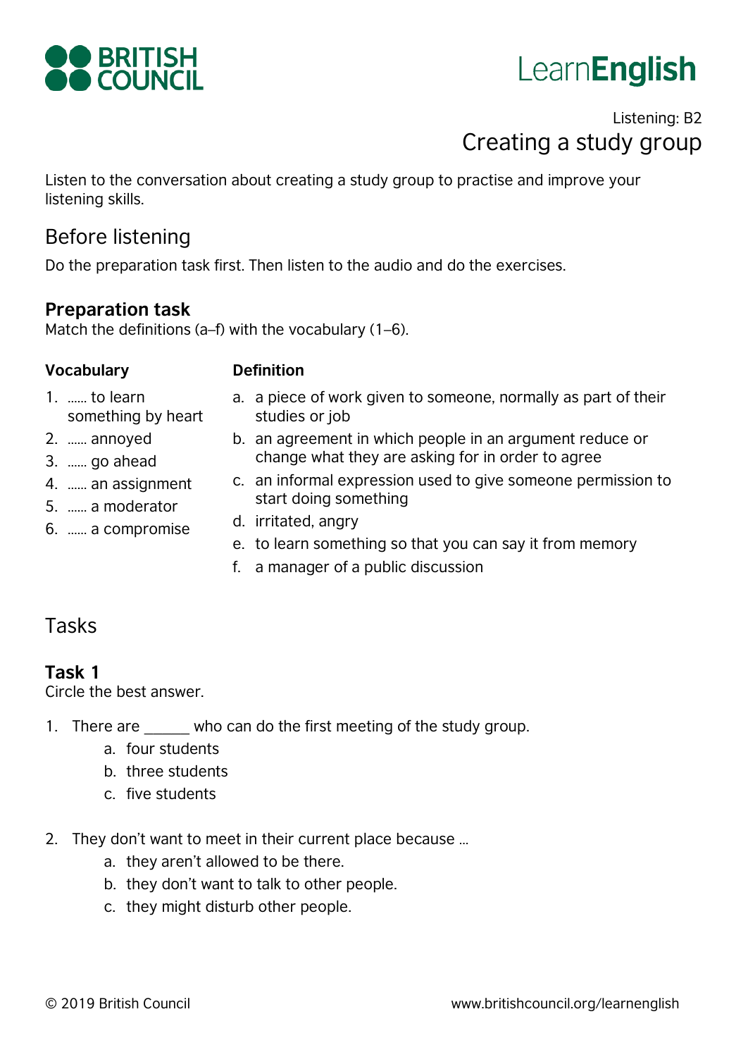Listening: B2

# Creating a study group

Listen to the conversation about creating a study group to practise and improve your listening skills.

## Before listening

Do the preparation task first. Then listen to the audio and do the exercises.

### Preparation task

Match the definitions (a–f) with the vocabulary (1–6).

**Vocabulary**

1. …… to learn something by heart
2. …… annoyed
3. …… go ahead
4. …… an assignment
5. …… a moderator
6. …… a compromise

**Definition**

a. a piece of work given to someone, normally as part of their studies or job
b. an agreement in which people in an argument reduce or change what they are asking for in order to agree
c. an informal expression used to give someone permission to start doing something
d. irritated, angry
e. to learn something so that you can say it from memory
f. a manager of a public discussion

## Tasks

### Task 1

Circle the best answer.

1. There are ______ who can do the first meeting of the study group.
   a. four students
   b. three students
   c. five students

2. They don't want to meet in their current place because …
   a. they aren't allowed to be there.
   b. they don't want to talk to other people.
   c. they might disturb other people.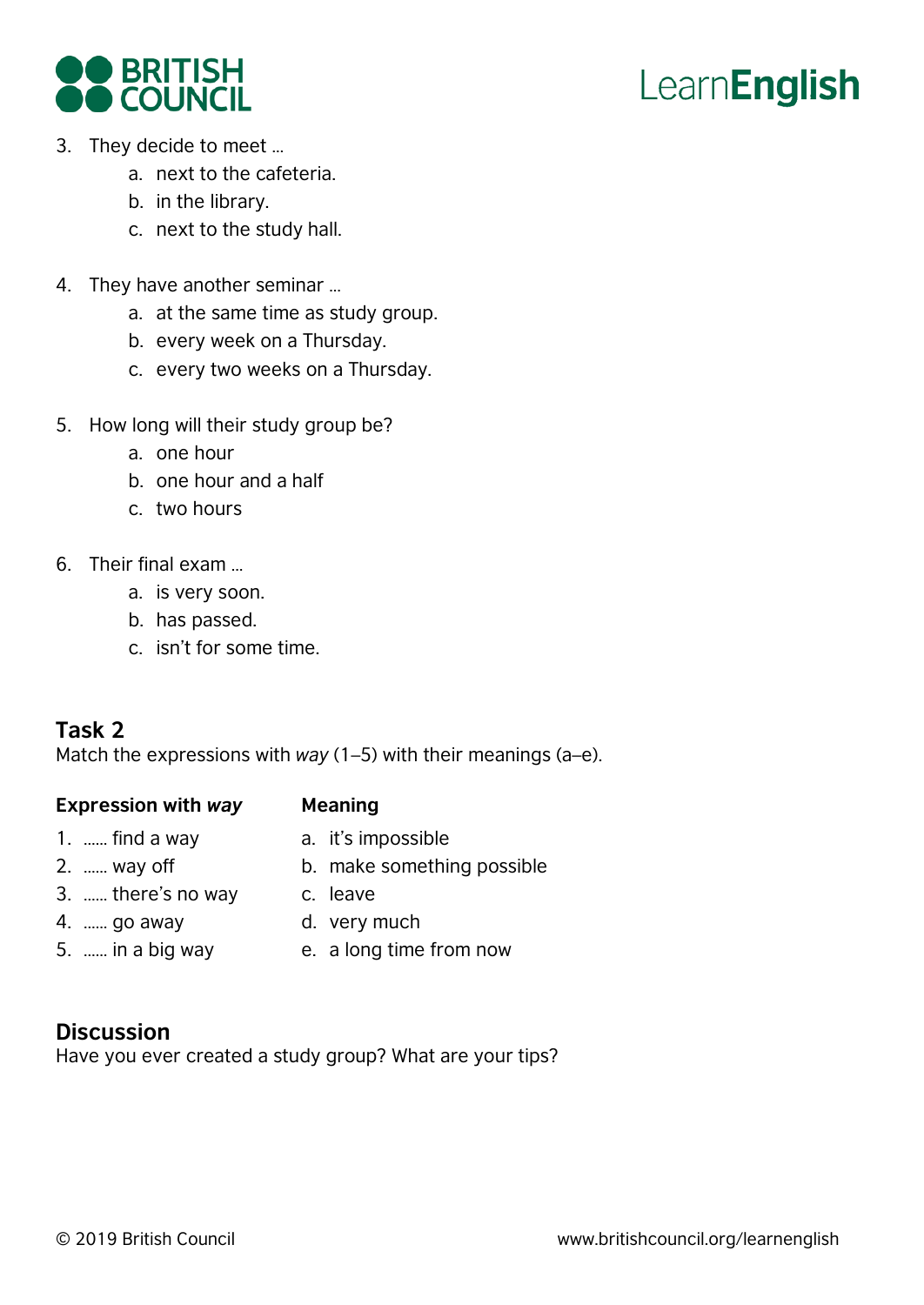3. They decide to meet …
    a. next to the cafeteria.
    b. in the library.
    c. next to the study hall.

4. They have another seminar …
    a. at the same time as study group.
    b. every week on a Thursday.
    c. every two weeks on a Thursday.

5. How long will their study group be?
    a. one hour
    b. one hour and a half
    c. two hours

6. Their final exam …
    a. is very soon.
    b. has passed.
    c. isn't for some time.

## Task 2

Match the expressions with *way* (1–5) with their meanings (a–e).

| Expression with *way* | Meaning |
|---|---|
| 1. …… find a way | a. it's impossible |
| 2. …… way off | b. make something possible |
| 3. …… there's no way | c. leave |
| 4. …… go away | d. very much |
| 5. …… in a big way | e. a long time from now |

## Discussion

Have you ever created a study group? What are your tips?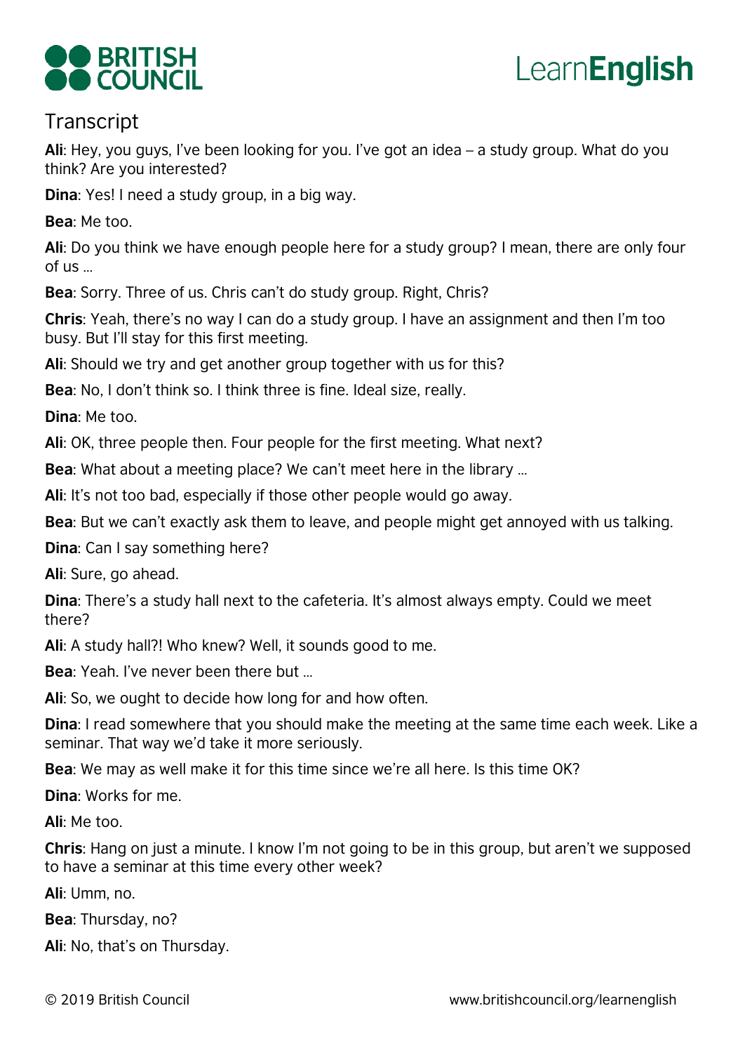## Transcript

**Ali**: Hey, you guys, I've been looking for you. I've got an idea – a study group. What do you think? Are you interested?

**Dina**: Yes! I need a study group, in a big way.

**Bea**: Me too.

**Ali**: Do you think we have enough people here for a study group? I mean, there are only four of us …

**Bea**: Sorry. Three of us. Chris can't do study group. Right, Chris?

**Chris**: Yeah, there's no way I can do a study group. I have an assignment and then I'm too busy. But I'll stay for this first meeting.

**Ali**: Should we try and get another group together with us for this?

**Bea**: No, I don't think so. I think three is fine. Ideal size, really.

**Dina**: Me too.

**Ali**: OK, three people then. Four people for the first meeting. What next?

**Bea**: What about a meeting place? We can't meet here in the library …

**Ali**: It's not too bad, especially if those other people would go away.

**Bea**: But we can't exactly ask them to leave, and people might get annoyed with us talking.

**Dina**: Can I say something here?

**Ali**: Sure, go ahead.

**Dina**: There's a study hall next to the cafeteria. It's almost always empty. Could we meet there?

**Ali**: A study hall?! Who knew? Well, it sounds good to me.

**Bea**: Yeah. I've never been there but …

**Ali**: So, we ought to decide how long for and how often.

**Dina**: I read somewhere that you should make the meeting at the same time each week. Like a seminar. That way we'd take it more seriously.

**Bea**: We may as well make it for this time since we're all here. Is this time OK?

**Dina**: Works for me.

**Ali**: Me too.

**Chris**: Hang on just a minute. I know I'm not going to be in this group, but aren't we supposed to have a seminar at this time every other week?

**Ali**: Umm, no.

**Bea**: Thursday, no?

**Ali**: No, that's on Thursday.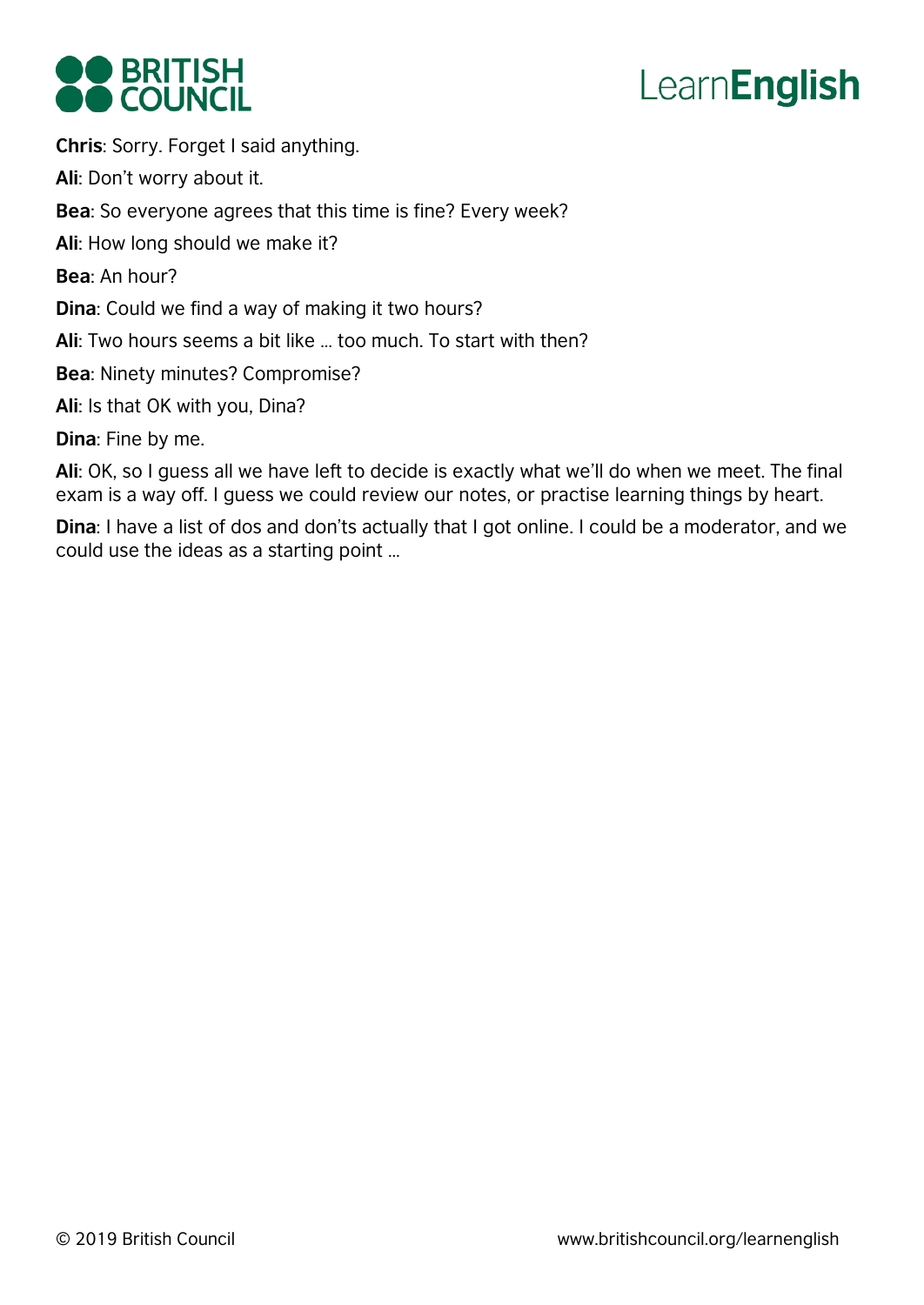**Chris**: Sorry. Forget I said anything.

**Ali**: Don't worry about it.

**Bea**: So everyone agrees that this time is fine? Every week?

**Ali**: How long should we make it?

**Bea**: An hour?

**Dina**: Could we find a way of making it two hours?

**Ali**: Two hours seems a bit like … too much. To start with then?

**Bea**: Ninety minutes? Compromise?

**Ali**: Is that OK with you, Dina?

**Dina**: Fine by me.

**Ali**: OK, so I guess all we have left to decide is exactly what we'll do when we meet. The final exam is a way off. I guess we could review our notes, or practise learning things by heart.

**Dina**: I have a list of dos and don'ts actually that I got online. I could be a moderator, and we could use the ideas as a starting point …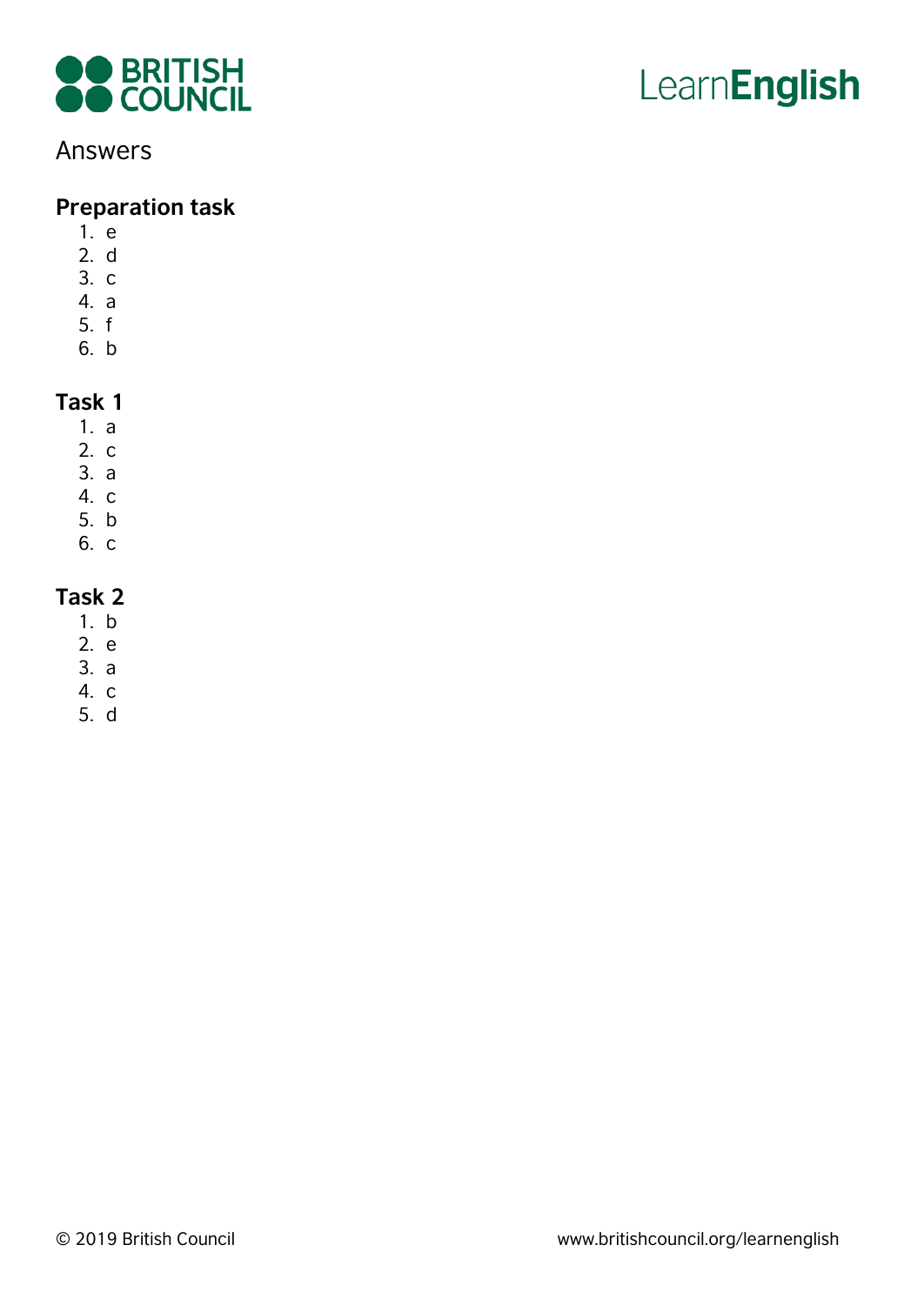# Answers

## Preparation task

1. e
2. d
3. c
4. a
5. f
6. b

## Task 1

1. a
2. c
3. a
4. c
5. b
6. c

## Task 2

1. b
2. e
3. a
4. c
5. d